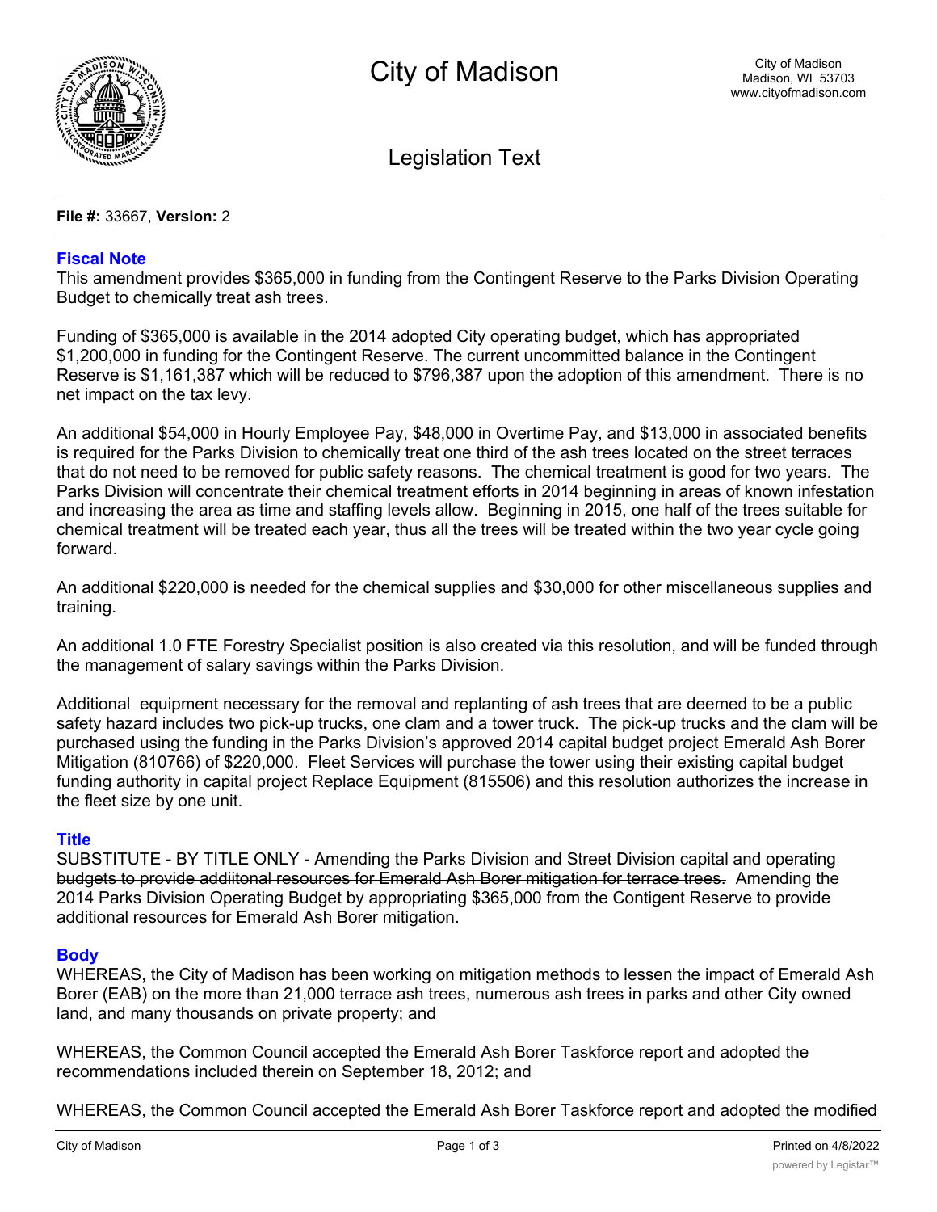# City of Madison

City of Madison
Madison, WI 53703
www.cityofmadison.com

## Legislation Text

**File #:** 33667, **Version:** 2

### Fiscal Note

This amendment provides $365,000 in funding from the Contingent Reserve to the Parks Division Operating Budget to chemically treat ash trees.

Funding of $365,000 is available in the 2014 adopted City operating budget, which has appropriated $1,200,000 in funding for the Contingent Reserve. The current uncommitted balance in the Contingent Reserve is $1,161,387 which will be reduced to $796,387 upon the adoption of this amendment. There is no net impact on the tax levy.

An additional $54,000 in Hourly Employee Pay, $48,000 in Overtime Pay, and $13,000 in associated benefits is required for the Parks Division to chemically treat one third of the ash trees located on the street terraces that do not need to be removed for public safety reasons. The chemical treatment is good for two years. The Parks Division will concentrate their chemical treatment efforts in 2014 beginning in areas of known infestation and increasing the area as time and staffing levels allow. Beginning in 2015, one half of the trees suitable for chemical treatment will be treated each year, thus all the trees will be treated within the two year cycle going forward.

An additional $220,000 is needed for the chemical supplies and $30,000 for other miscellaneous supplies and training.

An additional 1.0 FTE Forestry Specialist position is also created via this resolution, and will be funded through the management of salary savings within the Parks Division.

Additional equipment necessary for the removal and replanting of ash trees that are deemed to be a public safety hazard includes two pick-up trucks, one clam and a tower truck. The pick-up trucks and the clam will be purchased using the funding in the Parks Division's approved 2014 capital budget project Emerald Ash Borer Mitigation (810766) of $220,000. Fleet Services will purchase the tower using their existing capital budget funding authority in capital project Replace Equipment (815506) and this resolution authorizes the increase in the fleet size by one unit.

### Title

SUBSTITUTE - ~~BY TITLE ONLY - Amending the Parks Division and Street Division capital and operating budgets to provide addiitonal resources for Emerald Ash Borer mitigation for terrace trees.~~ Amending the 2014 Parks Division Operating Budget by appropriating $365,000 from the Contigent Reserve to provide additional resources for Emerald Ash Borer mitigation.

### Body

WHEREAS, the City of Madison has been working on mitigation methods to lessen the impact of Emerald Ash Borer (EAB) on the more than 21,000 terrace ash trees, numerous ash trees in parks and other City owned land, and many thousands on private property; and

WHEREAS, the Common Council accepted the Emerald Ash Borer Taskforce report and adopted the recommendations included therein on September 18, 2012; and

WHEREAS, the Common Council accepted the Emerald Ash Borer Taskforce report and adopted the modified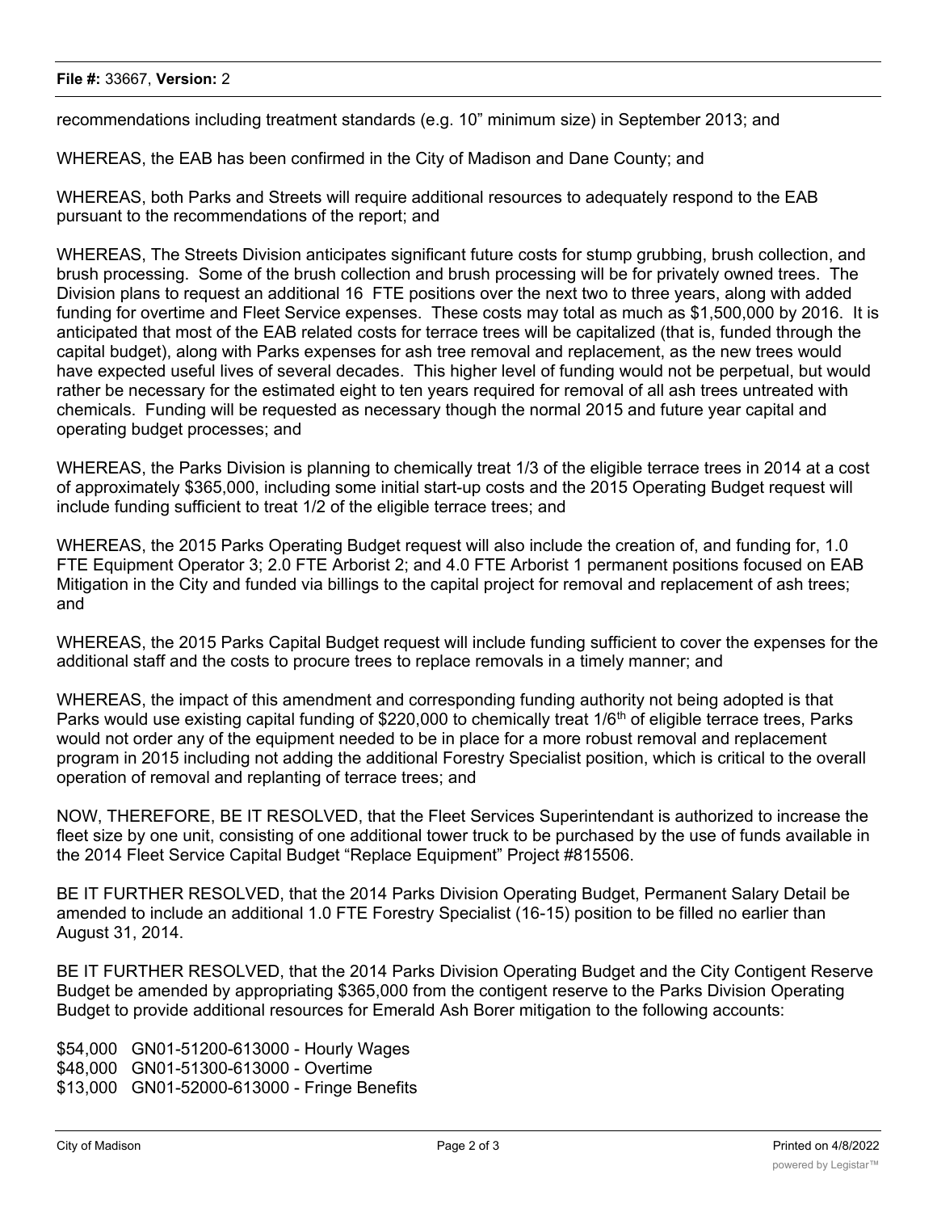recommendations including treatment standards (e.g. 10" minimum size) in September 2013; and

WHEREAS, the EAB has been confirmed in the City of Madison and Dane County; and

WHEREAS, both Parks and Streets will require additional resources to adequately respond to the EAB pursuant to the recommendations of the report; and

WHEREAS, The Streets Division anticipates significant future costs for stump grubbing, brush collection, and brush processing. Some of the brush collection and brush processing will be for privately owned trees. The Division plans to request an additional 16 FTE positions over the next two to three years, along with added funding for overtime and Fleet Service expenses. These costs may total as much as $1,500,000 by 2016. It is anticipated that most of the EAB related costs for terrace trees will be capitalized (that is, funded through the capital budget), along with Parks expenses for ash tree removal and replacement, as the new trees would have expected useful lives of several decades. This higher level of funding would not be perpetual, but would rather be necessary for the estimated eight to ten years required for removal of all ash trees untreated with chemicals. Funding will be requested as necessary though the normal 2015 and future year capital and operating budget processes; and

WHEREAS, the Parks Division is planning to chemically treat 1/3 of the eligible terrace trees in 2014 at a cost of approximately $365,000, including some initial start-up costs and the 2015 Operating Budget request will include funding sufficient to treat 1/2 of the eligible terrace trees; and

WHEREAS, the 2015 Parks Operating Budget request will also include the creation of, and funding for, 1.0 FTE Equipment Operator 3; 2.0 FTE Arborist 2; and 4.0 FTE Arborist 1 permanent positions focused on EAB Mitigation in the City and funded via billings to the capital project for removal and replacement of ash trees; and

WHEREAS, the 2015 Parks Capital Budget request will include funding sufficient to cover the expenses for the additional staff and the costs to procure trees to replace removals in a timely manner; and

WHEREAS, the impact of this amendment and corresponding funding authority not being adopted is that Parks would use existing capital funding of $220,000 to chemically treat 1/6th of eligible terrace trees, Parks would not order any of the equipment needed to be in place for a more robust removal and replacement program in 2015 including not adding the additional Forestry Specialist position, which is critical to the overall operation of removal and replanting of terrace trees; and

NOW, THEREFORE, BE IT RESOLVED, that the Fleet Services Superintendant is authorized to increase the fleet size by one unit, consisting of one additional tower truck to be purchased by the use of funds available in the 2014 Fleet Service Capital Budget "Replace Equipment" Project #815506.

BE IT FURTHER RESOLVED, that the 2014 Parks Division Operating Budget, Permanent Salary Detail be amended to include an additional 1.0 FTE Forestry Specialist (16-15) position to be filled no earlier than August 31, 2014.

BE IT FURTHER RESOLVED, that the 2014 Parks Division Operating Budget and the City Contigent Reserve Budget be amended by appropriating $365,000 from the contigent reserve to the Parks Division Operating Budget to provide additional resources for Emerald Ash Borer mitigation to the following accounts:

$54,000 GN01-51200-613000 - Hourly Wages
$48,000 GN01-51300-613000 - Overtime
$13,000 GN01-52000-613000 - Fringe Benefits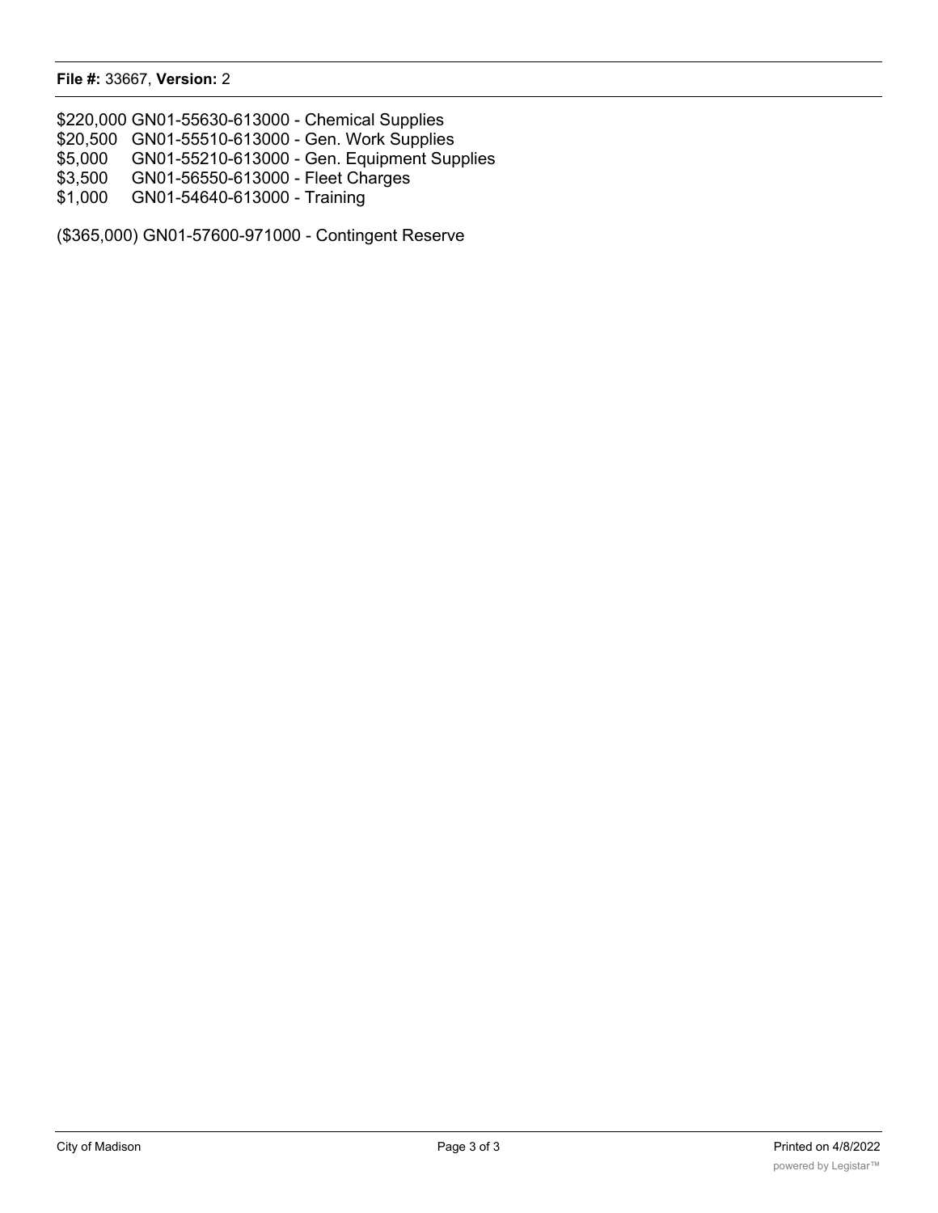$220,000 GN01-55630-613000 - Chemical Supplies
$20,500 GN01-55510-613000 - Gen. Work Supplies
$5,000 GN01-55210-613000 - Gen. Equipment Supplies
$3,500 GN01-56550-613000 - Fleet Charges
$1,000 GN01-54640-613000 - Training

($365,000) GN01-57600-971000 - Contingent Reserve